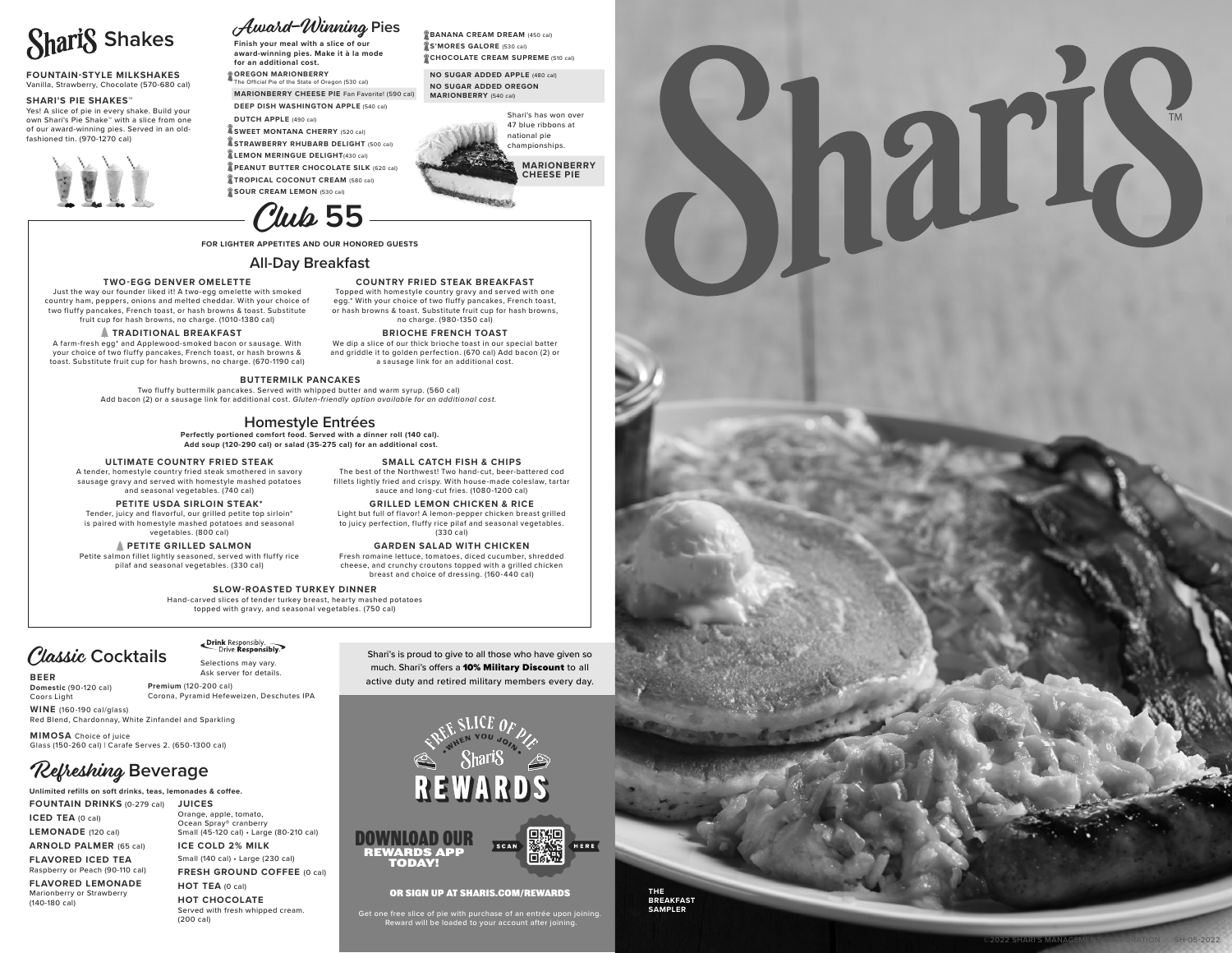# Shari's Shakes

**FOUNTAIN-STYLE MILKSHAKES**
Vanilla, Strawberry, Chocolate (570-680 cal)

**SHARI'S PIE SHAKES™**
Yes! A slice of pie in every shake. Build your own Shari's Pie Shake™ with a slice from one of our award-winning pies. Served in an old-fashioned tin. (970-1270 cal)

# Award-Winning Pies

**Finish your meal with a slice of our award-winning pies. Make it à la mode for an additional cost.**

- **OREGON MARIONBERRY** The Official Pie of the State of Oregon (530 cal)
- **MARIONBERRY CHEESE PIE** Fan Favorite! (590 cal)
- **DEEP DISH WASHINGTON APPLE** (540 cal)
- **DUTCH APPLE** (490 cal)
- **SWEET MONTANA CHERRY** (520 cal)
- **STRAWBERRY RHUBARB DELIGHT** (500 cal)
- **LEMON MERINGUE DELIGHT** (430 cal)
- **PEANUT BUTTER CHOCOLATE SILK** (620 cal)
- **TROPICAL COCONUT CREAM** (580 cal)
- **SOUR CREAM LEMON** (530 cal)
- **BANANA CREAM DREAM** (450 cal)
- **S'MORES GALORE** (530 cal)
- **CHOCOLATE CREAM SUPREME** (510 cal)

**NO SUGAR ADDED APPLE** (480 cal)
**NO SUGAR ADDED OREGON MARIONBERRY** (540 cal)

Shari's has won over 47 blue ribbons at national pie championships.

**MARIONBERRY CHEESE PIE**

# Club 55

**FOR LIGHTER APPETITES AND OUR HONORED GUESTS**

## All-Day Breakfast

**TWO-EGG DENVER OMELETTE**
Just the way our founder liked it! A two-egg omelette with smoked country ham, peppers, onions and melted cheddar. With your choice of two fluffy pancakes, French toast, or hash browns & toast. Substitute fruit cup for hash browns, no charge. (1010-1380 cal)

**TRADITIONAL BREAKFAST**
A farm-fresh egg* and Applewood-smoked bacon or sausage. With your choice of two fluffy pancakes, French toast, or hash browns & toast. Substitute fruit cup for hash browns, no charge. (670-1190 cal)

**COUNTRY FRIED STEAK BREAKFAST**
Topped with homestyle country gravy and served with one egg.* With your choice of two fluffy pancakes, French toast, or hash browns & toast. Substitute fruit cup for hash browns, no charge. (980-1350 cal)

**BRIOCHE FRENCH TOAST**
We dip a slice of our thick brioche toast in our special batter and griddle it to golden perfection. (670 cal) Add bacon (2) or a sausage link for an additional cost.

**BUTTERMILK PANCAKES**
Two fluffy buttermilk pancakes. Served with whipped butter and warm syrup. (560 cal)
Add bacon (2) or a sausage link for additional cost. *Gluten-friendly option available for an additional cost.*

## Homestyle Entrées

**Perfectly portioned comfort food. Served with a dinner roll (140 cal). Add soup (120-290 cal) or salad (35-275 cal) for an additional cost.**

**ULTIMATE COUNTRY FRIED STEAK**
A tender, homestyle country fried steak smothered in savory sausage gravy and served with homestyle mashed potatoes and seasonal vegetables. (740 cal)

**PETITE USDA SIRLOIN STEAK***
Tender, juicy and flavorful, our grilled petite top sirloin* is paired with homestyle mashed potatoes and seasonal vegetables. (800 cal)

**PETITE GRILLED SALMON**
Petite salmon fillet lightly seasoned, served with fluffy rice pilaf and seasonal vegetables. (330 cal)

**SMALL CATCH FISH & CHIPS**
The best of the Northwest! Two hand-cut, beer-battered cod fillets lightly fried and crispy. With house-made coleslaw, tartar sauce and long-cut fries. (1080-1200 cal)

**GRILLED LEMON CHICKEN & RICE**
Light but full of flavor! A lemon-pepper chicken breast grilled to juicy perfection, fluffy rice pilaf and seasonal vegetables. (330 cal)

**GARDEN SALAD WITH CHICKEN**
Fresh romaine lettuce, tomatoes, diced cucumber, shredded cheese, and crunchy croutons topped with a grilled chicken breast and choice of dressing. (160-440 cal)

**SLOW-ROASTED TURKEY DINNER**
Hand-carved slices of tender turkey breast, hearty mashed potatoes topped with gravy, and seasonal vegetables. (750 cal)

# Classic Cocktails

**Drink Responsibly. Drive Responsibly.**
Selections may vary. Ask server for details.

**BEER**
**Domestic** (90-120 cal) Coors Light
**Premium** (120-200 cal) Corona, Pyramid Hefeweizen, Deschutes IPA

**WINE** (160-190 cal/glass)
Red Blend, Chardonnay, White Zinfandel and Sparkling

**MIMOSA** Choice of juice
Glass (150-260 cal) | Carafe Serves 2. (650-1300 cal)

# Refreshing Beverage

**Unlimited refills on soft drinks, teas, lemonades & coffee.**

**FOUNTAIN DRINKS** (0-279 cal)
**ICED TEA** (0 cal)
**LEMONADE** (120 cal)
**ARNOLD PALMER** (65 cal)
**FLAVORED ICED TEA**
Raspberry or Peach (90-110 cal)
**FLAVORED LEMONADE**
Marionberry or Strawberry (140-180 cal)

**JUICES**
Orange, apple, tomato, Ocean Spray® cranberry
Small (45-120 cal) • Large (80-210 cal)
**ICE COLD 2% MILK**
Small (140 cal) • Large (230 cal)
**FRESH GROUND COFFEE** (0 cal)
**HOT TEA** (0 cal)
**HOT CHOCOLATE**
Served with fresh whipped cream. (200 cal)

Shari's is proud to give to all those who have given so much. Shari's offers a **10% Military Discount** to all active duty and retired military members every day.

**FREE SLICE OF PIE • WHEN YOU JOIN •**
**Shari's REWARDS**

**DOWNLOAD OUR REWARDS APP TODAY!**
SCAN HERE

**OR SIGN UP AT SHARIS.COM/REWARDS**

Get one free slice of pie with purchase of an entrée upon joining. Reward will be loaded to your account after joining.

# Shari's™

**THE BREAKFAST SAMPLER**

©2022 SHARI'S MANAGEMENT CORPORATION SH-05-2022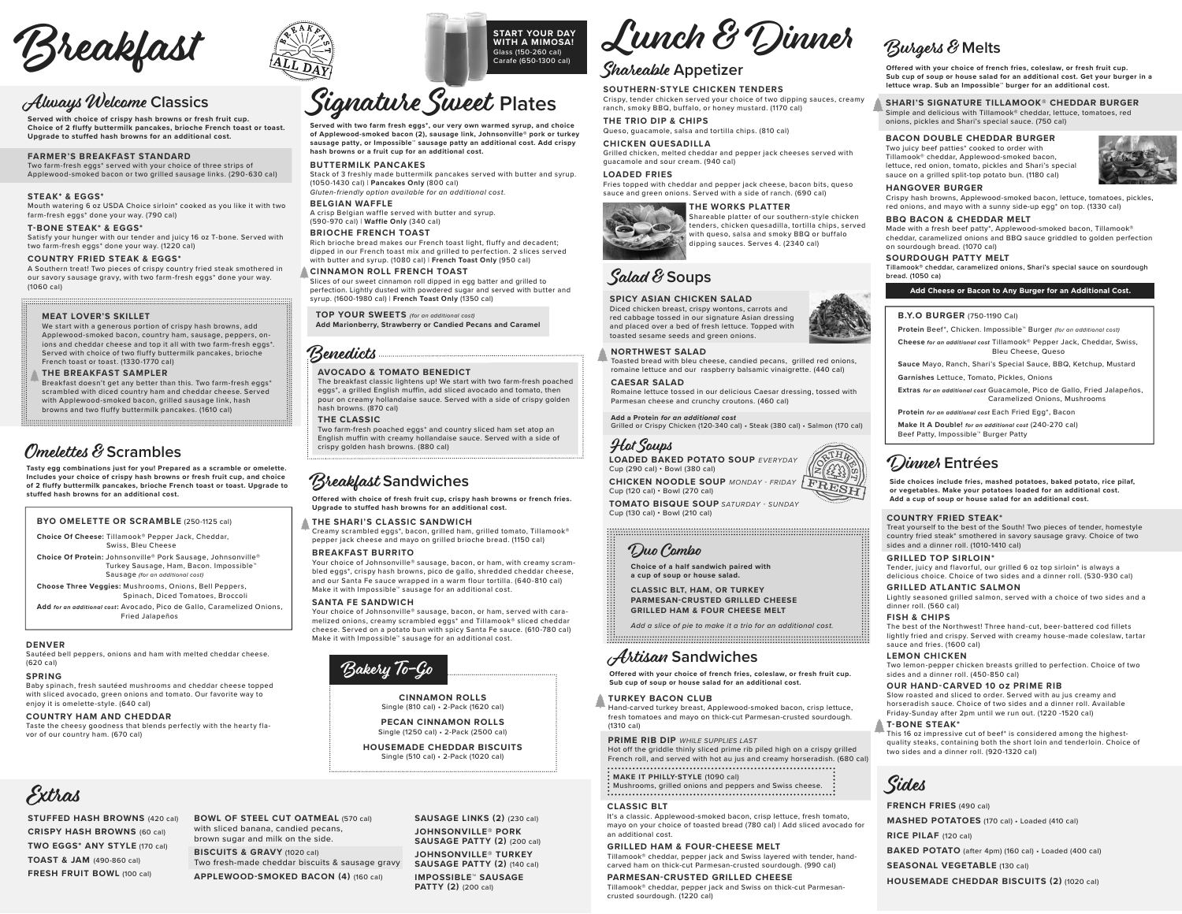# Breakfast

BREAKFAST ALL DAY

START YOUR DAY WITH A MIMOSA!
Glass (150-260 cal)
Carafe (650-1300 cal)

## Always Welcome Classics

**Served with choice of crispy hash browns or fresh fruit cup. Choice of 2 fluffy buttermilk pancakes, brioche French toast or toast. Upgrade to stuffed hash browns for an additional cost.**

**FARMER'S BREAKFAST STANDARD**
Two farm-fresh eggs* served with your choice of three strips of Applewood-smoked bacon or two grilled sausage links. (290-630 cal)

**STEAK* & EGGS***
Mouth watering 6 oz USDA Choice sirloin* cooked as you like it with two farm-fresh eggs* done your way. (790 cal)

**T-BONE STEAK* & EGGS***
Satisfy your hunger with our tender and juicy 16 oz T-bone. Served with two farm-fresh eggs* done your way. (1220 cal)

**COUNTRY FRIED STEAK & EGGS***
A Southern treat! Two pieces of crispy country fried steak smothered in our savory sausage gravy, with two farm-fresh eggs* done your way. (1060 cal)

**MEAT LOVER'S SKILLET**
We start with a generous portion of crispy hash browns, add Applewood-smoked bacon, country ham, sausage, peppers, onions and cheddar cheese and top it all with two farm-fresh eggs*. Served with choice of two fluffy buttermilk pancakes, brioche French toast or toast. (1330-1770 cal)

**THE BREAKFAST SAMPLER**
Breakfast doesn't get any better than this. Two farm-fresh eggs* scrambled with diced country ham and cheddar cheese. Served with Applewood-smoked bacon, grilled sausage link, hash browns and two fluffy buttermilk pancakes. (1610 cal)

## Omelettes & Scrambles

**Tasty egg combinations just for you! Prepared as a scramble or omelette. Includes your choice of crispy hash browns or fresh fruit cup, and choice of 2 fluffy buttermilk pancakes, brioche French toast or toast. Upgrade to stuffed hash browns for an additional cost.**

**BYO OMELETTE OR SCRAMBLE** (250-1125 cal)

**Choice Of Cheese:** Tillamook® Pepper Jack, Cheddar, Swiss, Bleu Cheese

**Choice Of Protein:** Johnsonville® Pork Sausage, Johnsonville® Turkey Sausage, Ham, Bacon. Impossible™ Sausage *(for an additional cost)*

**Choose Three Veggies:** Mushrooms, Onions, Bell Peppers, Spinach, Diced Tomatoes, Broccoli

**Add** *for an additional cost*: Avocado, Pico de Gallo, Caramelized Onions, Fried Jalapeños

**DENVER**
Sautéed bell peppers, onions and ham with melted cheddar cheese. (620 cal)

**SPRING**
Baby spinach, fresh sautéed mushrooms and cheddar cheese topped with sliced avocado, green onions and tomato. Our favorite way to enjoy it is omelette-style. (640 cal)

**COUNTRY HAM AND CHEDDAR**
Taste the cheesy goodness that blends perfectly with the hearty flavor of our country ham. (670 cal)

## Signature Sweet Plates

**Served with two farm fresh eggs*, our very own warmed syrup, and choice of Applewood-smoked bacon (2), sausage link, Johnsonville® pork or turkey sausage patty, or Impossible™ sausage patty an additional cost. Add crispy hash browns or a fruit cup for an additional cost.**

**BUTTERMILK PANCAKES**
Stack of 3 freshly made buttermilk pancakes served with butter and syrup. (1050-1430 cal) | **Pancakes Only** (800 cal)
*Gluten-friendly option available for an additional cost.*

**BELGIAN WAFFLE**
A crisp Belgian waffle served with butter and syrup. (590-970 cal) | **Waffle Only** (340 cal)

**BRIOCHE FRENCH TOAST**
Rich brioche bread makes our French toast light, fluffy and decadent; dipped in our French toast mix and grilled to perfection. 2 slices served with butter and syrup. (1080 cal) | **French Toast Only** (950 cal)

**CINNAMON ROLL FRENCH TOAST**
Slices of our sweet cinnamon roll dipped in egg batter and grilled to perfection. Lightly dusted with powdered sugar and served with butter and syrup. (1600-1980 cal) | **French Toast Only** (1350 cal)

**TOP YOUR SWEETS** *(for an additional cost)*
**Add Marionberry, Strawberry or Candied Pecans and Caramel**

## Benedicts

**AVOCADO & TOMATO BENEDICT**
The breakfast classic lightens up! We start with two farm-fresh poached eggs*, a grilled English muffin, add sliced avocado and tomato, then pour on creamy hollandaise sauce. Served with a side of crispy golden hash browns. (870 cal)

**THE CLASSIC**
Two farm-fresh poached eggs* and country sliced ham set atop an English muffin with creamy hollandaise sauce. Served with a side of crispy golden hash browns. (880 cal)

## Breakfast Sandwiches

**Offered with choice of fresh fruit cup, crispy hash browns or french fries. Upgrade to stuffed hash browns for an additional cost.**

**THE SHARI'S CLASSIC SANDWICH**
Creamy scrambled eggs*, bacon, grilled ham, grilled tomato, Tillamook® pepper jack cheese and mayo on grilled brioche bread. (1150 cal)

**BREAKFAST BURRITO**
Your choice of Johnsonville® sausage, bacon, or ham, with creamy scrambled eggs*, crispy hash browns, pico de gallo, shredded cheddar cheese, and our Santa Fe sauce wrapped in a warm flour tortilla. (640-810 cal) Make it with Impossible™ sausage for an additional cost.

**SANTA FE SANDWICH**
Your choice of Johnsonville® sausage, bacon, or ham, served with caramelized onions, creamy scrambled eggs* and Tillamook® sliced cheddar cheese. Served on a potato bun with spicy Santa Fe sauce. (610-780 cal) Make it with Impossible™ sausage for an additional cost.

## Bakery To-Go

**CINNAMON ROLLS**
Single (810 cal) • 2-Pack (1620 cal)

**PECAN CINNAMON ROLLS**
Single (1250 cal) • 2-Pack (2500 cal)

**HOUSEMADE CHEDDAR BISCUITS**
Single (510 cal) • 2-Pack (1020 cal)

## Extras

- **STUFFED HASH BROWNS** (420 cal)
- **CRISPY HASH BROWNS** (60 cal)
- **TWO EGGS* ANY STYLE** (170 cal)
- **TOAST & JAM** (490-860 cal)
- **FRESH FRUIT BOWL** (100 cal)
- **BOWL OF STEEL CUT OATMEAL** (570 cal) with sliced banana, candied pecans, brown sugar and milk on the side.
- **BISCUITS & GRAVY** (1020 cal) Two fresh-made cheddar biscuits & sausage gravy
- **APPLEWOOD-SMOKED BACON (4)** (160 cal)
- **SAUSAGE LINKS (2)** (230 cal)
- **JOHNSONVILLE® PORK SAUSAGE PATTY (2)** (200 cal)
- **JOHNSONVILLE® TURKEY SAUSAGE PATTY (2)** (140 cal)
- **IMPOSSIBLE™ SAUSAGE PATTY (2)** (200 cal)

# Lunch & Dinner

## Shareable Appetizer

**SOUTHERN-STYLE CHICKEN TENDERS**
Crispy, tender chicken served your choice of two dipping sauces, creamy ranch, smoky BBQ, buffalo, or honey mustard. (1170 cal)

**THE TRIO DIP & CHIPS**
Queso, guacamole, salsa and tortilla chips. (810 cal)

**CHICKEN QUESADILLA**
Grilled chicken, melted cheddar and pepper jack cheeses served with guacamole and sour cream. (940 cal)

**LOADED FRIES**
Fries topped with cheddar and pepper jack cheese, bacon bits, queso sauce and green onions. Served with a side of ranch. (690 cal)

**THE WORKS PLATTER**
Shareable platter of our southern-style chicken tenders, chicken quesadilla, tortilla chips, served with queso, salsa and smoky BBQ or buffalo dipping sauces. Serves 4. (2340 cal)

## Salad & Soups

**SPICY ASIAN CHICKEN SALAD**
Diced chicken breast, crispy wontons, carrots and red cabbage tossed in our signature Asian dressing and placed over a bed of fresh lettuce. Topped with toasted sesame seeds and green onions.

**NORTHWEST SALAD**
Toasted bread with bleu cheese, candied pecans, grilled red onions, romaine lettuce and our raspberry balsamic vinaigrette. (440 cal)

**CAESAR SALAD**
Romaine lettuce tossed in our delicious Caesar dressing, tossed with Parmesan cheese and crunchy croutons. (460 cal)

**Add a Protein** *for an additional cost*
Grilled or Crispy Chicken (120-340 cal) • Steak (380 cal) • Salmon (170 cal)

### Hot Soups

NORTHWEST FRESH

**LOADED BAKED POTATO SOUP** *EVERYDAY*
Cup (290 cal) • Bowl (380 cal)

**CHICKEN NOODLE SOUP** *MONDAY - FRIDAY*
Cup (120 cal) • Bowl (270 cal)

**TOMATO BISQUE SOUP** *SATURDAY - SUNDAY*
Cup (130 cal) • Bowl (210 cal)

### Duo Combo

**Choice of a half sandwich paired with a cup of soup or house salad.**

**CLASSIC BLT, HAM, OR TURKEY**
**PARMESAN-CRUSTED GRILLED CHEESE**
**GRILLED HAM & FOUR CHEESE MELT**

*Add a slice of pie to make it a trio for an additional cost.*

## Artisan Sandwiches

**Offered with your choice of french fries, coleslaw, or fresh fruit cup. Sub cup of soup or house salad for an additional cost.**

**TURKEY BACON CLUB**
Hand-carved turkey breast, Applewood-smoked bacon, crisp lettuce, fresh tomatoes and mayo on thick-cut Parmesan-crusted sourdough. (1310 cal)

**PRIME RIB DIP** *WHILE SUPPLIES LAST*
Hot off the griddle thinly sliced prime rib piled high on a crispy grilled French roll, and served with hot au jus and creamy horseradish. (680 cal)

**MAKE IT PHILLY-STYLE** (1090 cal)
Mushrooms, grilled onions and peppers and Swiss cheese.

**CLASSIC BLT**
It's a classic. Applewood-smoked bacon, crisp lettuce, fresh tomato, mayo on your choice of toasted bread (780 cal) | Add sliced avocado for an additional cost.

**GRILLED HAM & FOUR-CHEESE MELT**
Tillamook® cheddar, pepper jack and Swiss layered with tender, hand-carved ham on thick-cut Parmesan-crusted sourdough. (990 cal)

**PARMESAN-CRUSTED GRILLED CHEESE**
Tillamook® cheddar, pepper jack and Swiss on thick-cut Parmesan-crusted sourdough. (1220 cal)

## Burgers & Melts

**Offered with your choice of french fries, coleslaw, or fresh fruit cup. Sub cup of soup or house salad for an additional cost. Get your burger in a lettuce wrap. Sub an Impossible™ burger for an additional cost.**

**SHARI'S SIGNATURE TILLAMOOK® CHEDDAR BURGER**
Simple and delicious with Tillamook® cheddar, lettuce, tomatoes, red onions, pickles and Shari's special sauce. (750 cal)

**BACON DOUBLE CHEDDAR BURGER**
Two juicy beef patties* cooked to order with Tillamook® cheddar, Applewood-smoked bacon, lettuce, red onion, tomato, pickles and Shari's special sauce on a grilled split-top potato bun. (1180 cal)

**HANGOVER BURGER**
Crispy hash browns, Applewood-smoked bacon, lettuce, tomatoes, pickles, red onions, and mayo with a sunny side-up egg* on top. (1330 cal)

**BBQ BACON & CHEDDAR MELT**
Made with a fresh beef patty*, Applewood-smoked bacon, Tillamook® cheddar, caramelized onions and BBQ sauce griddled to golden perfection on sourdough bread. (1070 cal)

**SOURDOUGH PATTY MELT**
Tillamook® cheddar, caramelized onions, Shari's special sauce on sourdough bread. (1050 ca)

**Add Cheese or Bacon to Any Burger for an Additional Cost.**

**B.Y.O BURGER** (750-1190 Cal)

**Protein** Beef*, Chicken. Impossible™ Burger *(for an additional cost)*

**Cheese** *for an additional cost* Tillamook® Pepper Jack, Cheddar, Swiss, Bleu Cheese, Queso

**Sauce** Mayo, Ranch, Shari's Special Sauce, BBQ, Ketchup, Mustard

**Garnishes** Lettuce, Tomato, Pickles, Onions

**Extras** *for an additional cost* Guacamole, Pico de Gallo, Fried Jalapeños, Caramelized Onions, Mushrooms

**Protein** *for an additional cost* Each Fried Egg*, Bacon

**Make It A Double!** *for an additional cost* (240-270 cal) Beef Patty, Impossible™ Burger Patty

## Dinner Entrées

**Side choices include fries, mashed potatoes, baked potato, rice pilaf, or vegetables. Make your potatoes loaded for an additional cost. Add a cup of soup or house salad for an additional cost.**

**COUNTRY FRIED STEAK***
Treat yourself to the best of the South! Two pieces of tender, homestyle country fried steak* smothered in savory sausage gravy. Choice of two sides and a dinner roll. (1010-1410 cal)

**GRILLED TOP SIRLOIN***
Tender, juicy and flavorful, our grilled 6 oz top sirloin* is always a delicious choice. Choice of two sides and a dinner roll. (530-930 cal)

**GRILLED ATLANTIC SALMON**
Lightly seasoned grilled salmon, served with a choice of two sides and a dinner roll. (560 cal)

**FISH & CHIPS**
The best of the Northwest! Three hand-cut, beer-battered cod fillets lightly fried and crispy. Served with creamy house-made coleslaw, tartar sauce and fries. (1600 cal)

**LEMON CHICKEN**
Two lemon-pepper chicken breasts grilled to perfection. Choice of two sides and a dinner roll. (450-850 cal)

**OUR HAND-CARVED 10 oz PRIME RIB**
Slow roasted and sliced to order. Served with au jus creamy and horseradish sauce. Choice of two sides and a dinner roll. Available Friday-Sunday after 2pm until we run out. (1220 -1520 cal)

**T-BONE STEAK***
This 16 oz impressive cut of beef* is considered among the highest-quality steaks, containing both the short loin and tenderloin. Choice of two sides and a dinner roll. (920-1320 cal)

## Sides

- **FRENCH FRIES** (490 cal)
- **MASHED POTATOES** (170 cal) • Loaded (410 cal)
- **RICE PILAF** (120 cal)
- **BAKED POTATO** (after 4pm) (160 cal) • Loaded (400 cal)
- **SEASONAL VEGETABLE** (130 cal)
- **HOUSEMADE CHEDDAR BISCUITS (2)** (1020 cal)